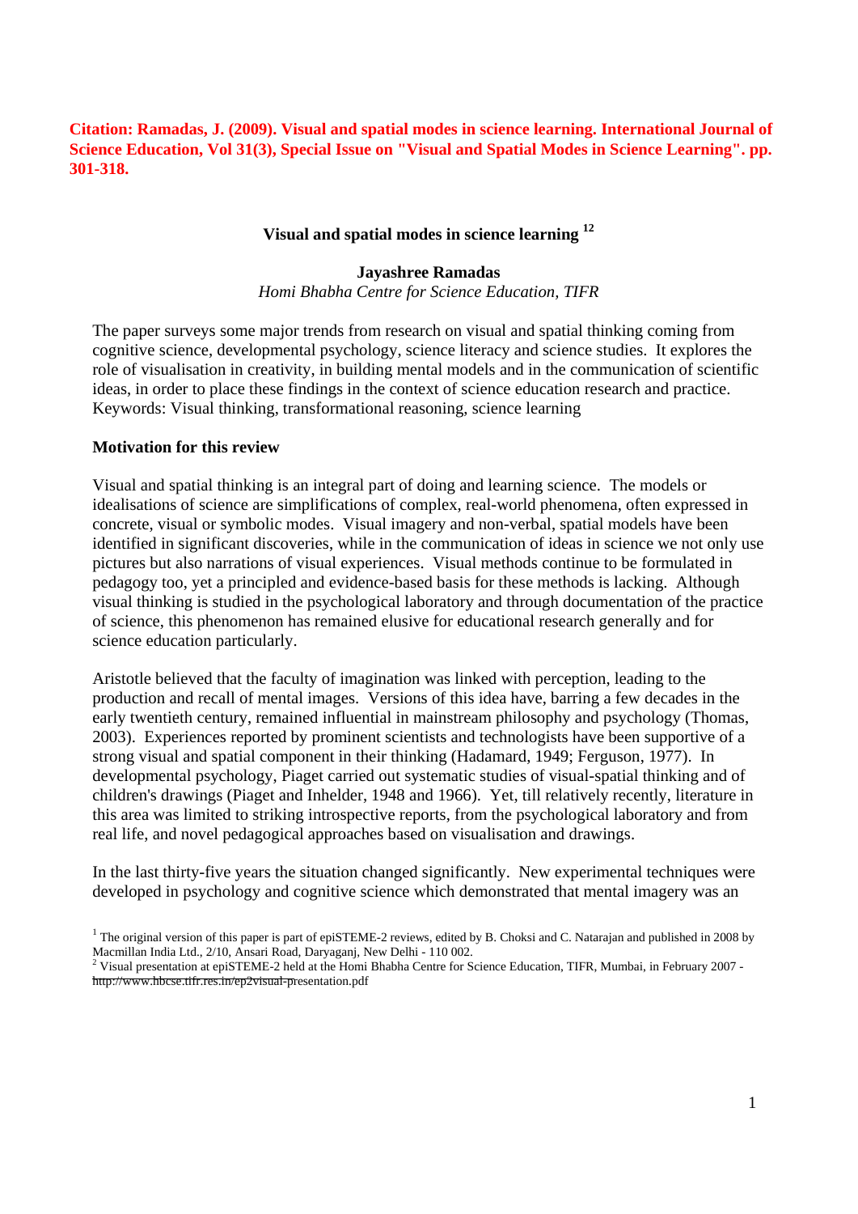**Citation: Ramadas, J. (2009). Visual and spatial modes in science learning. International Journal of Science Education, Vol 31(3), Special Issue on "Visual and Spatial Modes in Science Learning". pp. 301-318.**

# Visual and spatial modes in science learning [1,2]

**Jayashree Ramadas**

*Homi Bhabha Centre for Science Education, TIFR*

The paper surveys some major trends from research on visual and spatial thinking coming from cognitive science, developmental psychology, science literacy and science studies. It explores the role of visualisation in creativity, in building mental models and in the communication of scientific ideas, in order to place these findings in the context of science education research and practice.

Keywords: Visual thinking, transformational reasoning, science learning

## Motivation for this review

Visual and spatial thinking is an integral part of doing and learning science. The models or idealisations of science are simplifications of complex, real-world phenomena, often expressed in concrete, visual or symbolic modes. Visual imagery and non-verbal, spatial models have been identified in significant discoveries, while in the communication of ideas in science we not only use pictures but also narrations of visual experiences. Visual methods continue to be formulated in pedagogy too, yet a principled and evidence-based basis for these methods is lacking. Although visual thinking is studied in the psychological laboratory and through documentation of the practice of science, this phenomenon has remained elusive for educational research generally and for science education particularly.

Aristotle believed that the faculty of imagination was linked with perception, leading to the production and recall of mental images. Versions of this idea have, barring a few decades in the early twentieth century, remained influential in mainstream philosophy and psychology (Thomas, 2003). Experiences reported by prominent scientists and technologists have been supportive of a strong visual and spatial component in their thinking (Hadamard, 1949; Ferguson, 1977). In developmental psychology, Piaget carried out systematic studies of visual-spatial thinking and of children's drawings (Piaget and Inhelder, 1948 and 1966). Yet, till relatively recently, literature in this area was limited to striking introspective reports, from the psychological laboratory and from real life, and novel pedagogical approaches based on visualisation and drawings.

In the last thirty-five years the situation changed significantly. New experimental techniques were developed in psychology and cognitive science which demonstrated that mental imagery was an

---

[1] The original version of this paper is part of epiSTEME-2 reviews, edited by B. Choksi and C. Natarajan and published in 2008 by Macmillan India Ltd., 2/10, Ansari Road, Daryaganj, New Delhi - 110 002.

[2] Visual presentation at epiSTEME-2 held at the Homi Bhabha Centre for Science Education, TIFR, Mumbai, in February 2007 - http://www.hbcse.tifr.res.in/ep2visual-presentation.pdf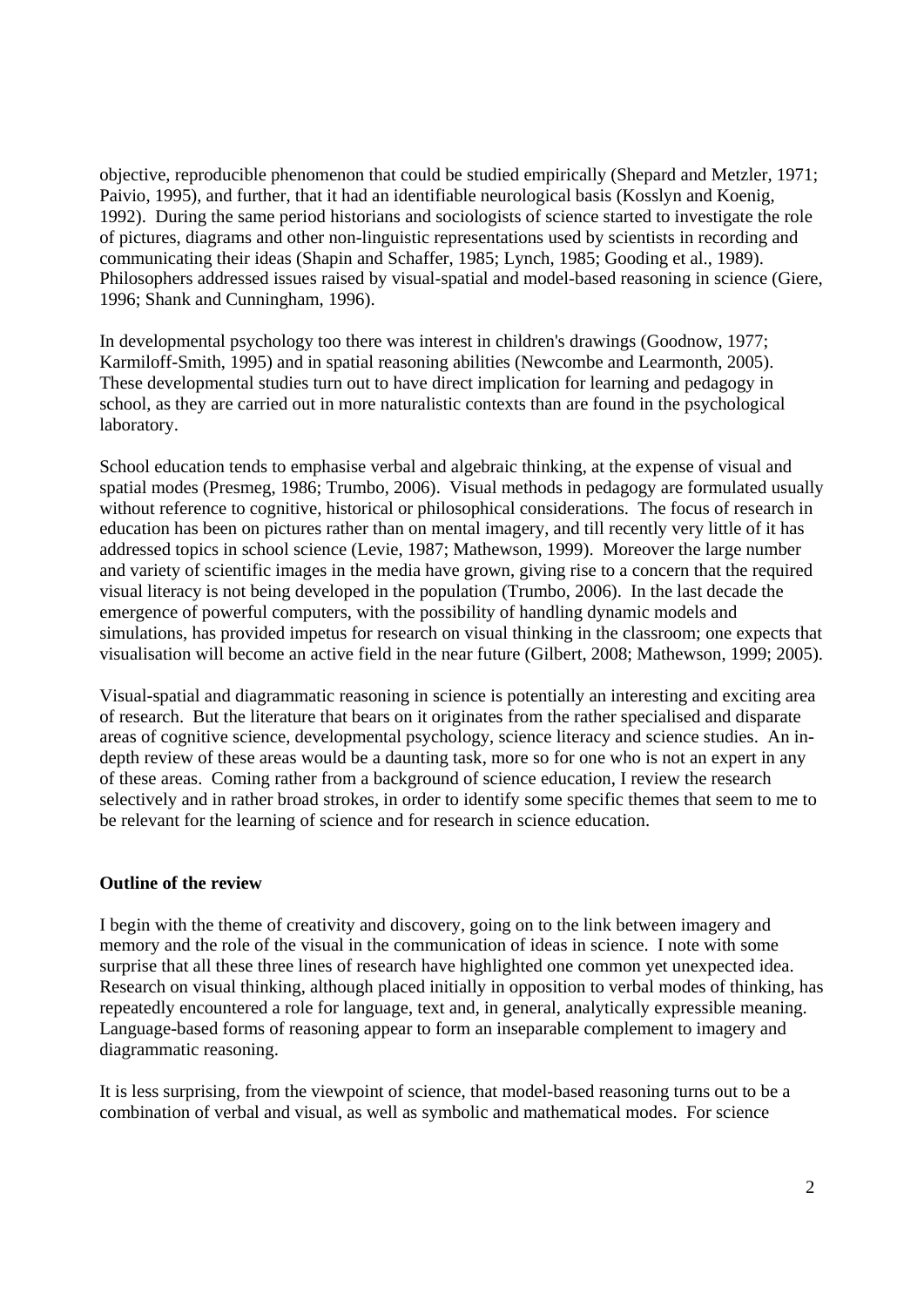objective, reproducible phenomenon that could be studied empirically (Shepard and Metzler, 1971; Paivio, 1995), and further, that it had an identifiable neurological basis (Kosslyn and Koenig, 1992). During the same period historians and sociologists of science started to investigate the role of pictures, diagrams and other non-linguistic representations used by scientists in recording and communicating their ideas (Shapin and Schaffer, 1985; Lynch, 1985; Gooding et al., 1989). Philosophers addressed issues raised by visual-spatial and model-based reasoning in science (Giere, 1996; Shank and Cunningham, 1996).

In developmental psychology too there was interest in children's drawings (Goodnow, 1977; Karmiloff-Smith, 1995) and in spatial reasoning abilities (Newcombe and Learmonth, 2005). These developmental studies turn out to have direct implication for learning and pedagogy in school, as they are carried out in more naturalistic contexts than are found in the psychological laboratory.

School education tends to emphasise verbal and algebraic thinking, at the expense of visual and spatial modes (Presmeg, 1986; Trumbo, 2006). Visual methods in pedagogy are formulated usually without reference to cognitive, historical or philosophical considerations. The focus of research in education has been on pictures rather than on mental imagery, and till recently very little of it has addressed topics in school science (Levie, 1987; Mathewson, 1999). Moreover the large number and variety of scientific images in the media have grown, giving rise to a concern that the required visual literacy is not being developed in the population (Trumbo, 2006). In the last decade the emergence of powerful computers, with the possibility of handling dynamic models and simulations, has provided impetus for research on visual thinking in the classroom; one expects that visualisation will become an active field in the near future (Gilbert, 2008; Mathewson, 1999; 2005).

Visual-spatial and diagrammatic reasoning in science is potentially an interesting and exciting area of research. But the literature that bears on it originates from the rather specialised and disparate areas of cognitive science, developmental psychology, science literacy and science studies. An in-depth review of these areas would be a daunting task, more so for one who is not an expert in any of these areas. Coming rather from a background of science education, I review the research selectively and in rather broad strokes, in order to identify some specific themes that seem to me to be relevant for the learning of science and for research in science education.

**Outline of the review**

I begin with the theme of creativity and discovery, going on to the link between imagery and memory and the role of the visual in the communication of ideas in science. I note with some surprise that all these three lines of research have highlighted one common yet unexpected idea. Research on visual thinking, although placed initially in opposition to verbal modes of thinking, has repeatedly encountered a role for language, text and, in general, analytically expressible meaning. Language-based forms of reasoning appear to form an inseparable complement to imagery and diagrammatic reasoning.

It is less surprising, from the viewpoint of science, that model-based reasoning turns out to be a combination of verbal and visual, as well as symbolic and mathematical modes. For science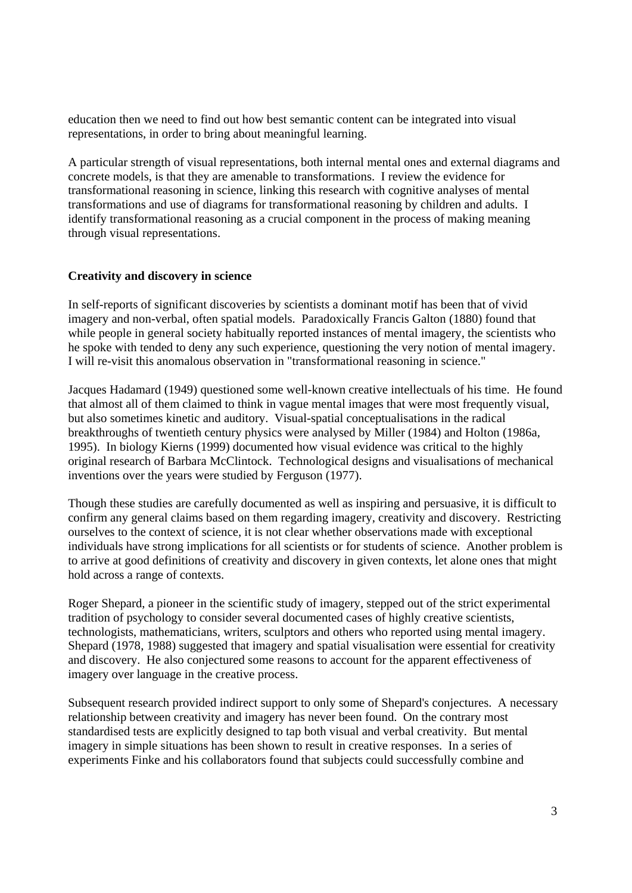education then we need to find out how best semantic content can be integrated into visual representations, in order to bring about meaningful learning.

A particular strength of visual representations, both internal mental ones and external diagrams and concrete models, is that they are amenable to transformations. I review the evidence for transformational reasoning in science, linking this research with cognitive analyses of mental transformations and use of diagrams for transformational reasoning by children and adults. I identify transformational reasoning as a crucial component in the process of making meaning through visual representations.

## Creativity and discovery in science

In self-reports of significant discoveries by scientists a dominant motif has been that of vivid imagery and non-verbal, often spatial models. Paradoxically Francis Galton (1880) found that while people in general society habitually reported instances of mental imagery, the scientists who he spoke with tended to deny any such experience, questioning the very notion of mental imagery. I will re-visit this anomalous observation in "transformational reasoning in science."

Jacques Hadamard (1949) questioned some well-known creative intellectuals of his time. He found that almost all of them claimed to think in vague mental images that were most frequently visual, but also sometimes kinetic and auditory. Visual-spatial conceptualisations in the radical breakthroughs of twentieth century physics were analysed by Miller (1984) and Holton (1986a, 1995). In biology Kierns (1999) documented how visual evidence was critical to the highly original research of Barbara McClintock. Technological designs and visualisations of mechanical inventions over the years were studied by Ferguson (1977).

Though these studies are carefully documented as well as inspiring and persuasive, it is difficult to confirm any general claims based on them regarding imagery, creativity and discovery. Restricting ourselves to the context of science, it is not clear whether observations made with exceptional individuals have strong implications for all scientists or for students of science. Another problem is to arrive at good definitions of creativity and discovery in given contexts, let alone ones that might hold across a range of contexts.

Roger Shepard, a pioneer in the scientific study of imagery, stepped out of the strict experimental tradition of psychology to consider several documented cases of highly creative scientists, technologists, mathematicians, writers, sculptors and others who reported using mental imagery. Shepard (1978, 1988) suggested that imagery and spatial visualisation were essential for creativity and discovery. He also conjectured some reasons to account for the apparent effectiveness of imagery over language in the creative process.

Subsequent research provided indirect support to only some of Shepard's conjectures. A necessary relationship between creativity and imagery has never been found. On the contrary most standardised tests are explicitly designed to tap both visual and verbal creativity. But mental imagery in simple situations has been shown to result in creative responses. In a series of experiments Finke and his collaborators found that subjects could successfully combine and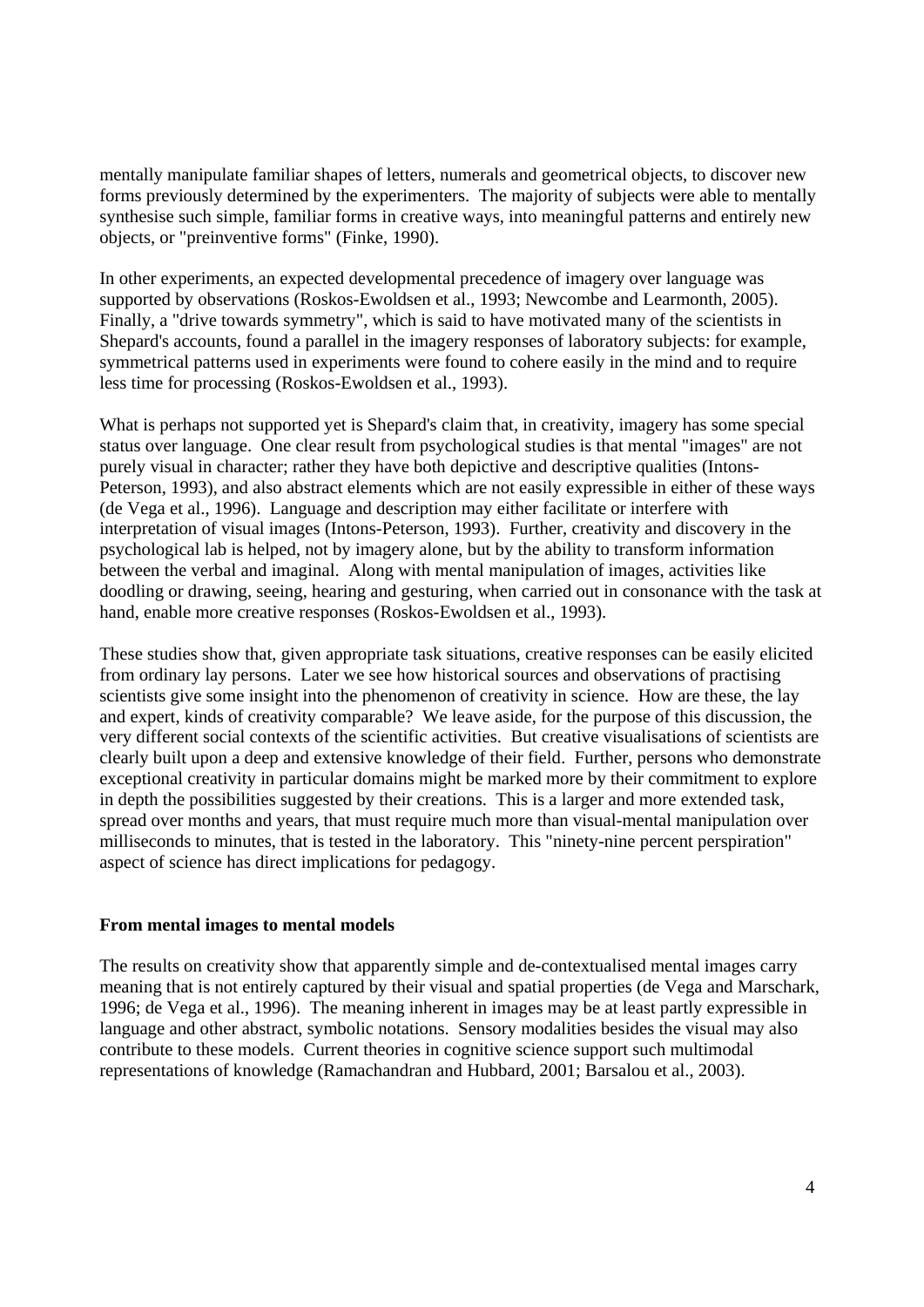mentally manipulate familiar shapes of letters, numerals and geometrical objects, to discover new forms previously determined by the experimenters. The majority of subjects were able to mentally synthesise such simple, familiar forms in creative ways, into meaningful patterns and entirely new objects, or "preinventive forms" (Finke, 1990).

In other experiments, an expected developmental precedence of imagery over language was supported by observations (Roskos-Ewoldsen et al., 1993; Newcombe and Learmonth, 2005). Finally, a "drive towards symmetry", which is said to have motivated many of the scientists in Shepard's accounts, found a parallel in the imagery responses of laboratory subjects: for example, symmetrical patterns used in experiments were found to cohere easily in the mind and to require less time for processing (Roskos-Ewoldsen et al., 1993).

What is perhaps not supported yet is Shepard's claim that, in creativity, imagery has some special status over language. One clear result from psychological studies is that mental "images" are not purely visual in character; rather they have both depictive and descriptive qualities (Intons-Peterson, 1993), and also abstract elements which are not easily expressible in either of these ways (de Vega et al., 1996). Language and description may either facilitate or interfere with interpretation of visual images (Intons-Peterson, 1993). Further, creativity and discovery in the psychological lab is helped, not by imagery alone, but by the ability to transform information between the verbal and imaginal. Along with mental manipulation of images, activities like doodling or drawing, seeing, hearing and gesturing, when carried out in consonance with the task at hand, enable more creative responses (Roskos-Ewoldsen et al., 1993).

These studies show that, given appropriate task situations, creative responses can be easily elicited from ordinary lay persons. Later we see how historical sources and observations of practising scientists give some insight into the phenomenon of creativity in science. How are these, the lay and expert, kinds of creativity comparable? We leave aside, for the purpose of this discussion, the very different social contexts of the scientific activities. But creative visualisations of scientists are clearly built upon a deep and extensive knowledge of their field. Further, persons who demonstrate exceptional creativity in particular domains might be marked more by their commitment to explore in depth the possibilities suggested by their creations. This is a larger and more extended task, spread over months and years, that must require much more than visual-mental manipulation over milliseconds to minutes, that is tested in the laboratory. This "ninety-nine percent perspiration" aspect of science has direct implications for pedagogy.

**From mental images to mental models**

The results on creativity show that apparently simple and de-contextualised mental images carry meaning that is not entirely captured by their visual and spatial properties (de Vega and Marschark, 1996; de Vega et al., 1996). The meaning inherent in images may be at least partly expressible in language and other abstract, symbolic notations. Sensory modalities besides the visual may also contribute to these models. Current theories in cognitive science support such multimodal representations of knowledge (Ramachandran and Hubbard, 2001; Barsalou et al., 2003).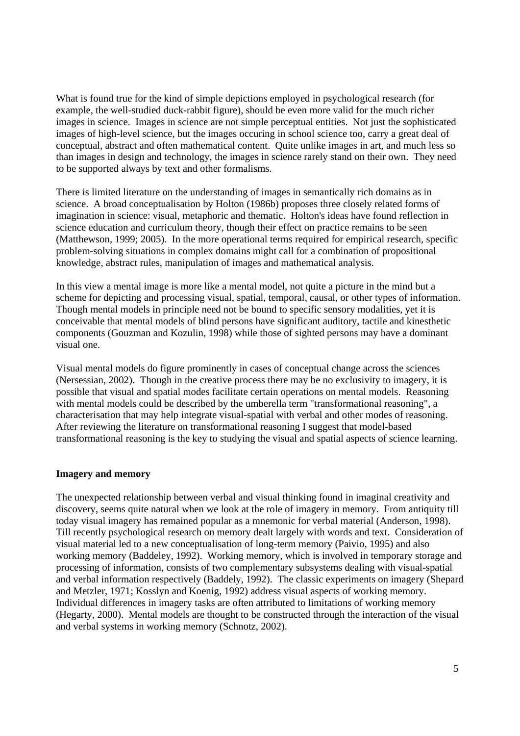What is found true for the kind of simple depictions employed in psychological research (for example, the well-studied duck-rabbit figure), should be even more valid for the much richer images in science. Images in science are not simple perceptual entities. Not just the sophisticated images of high-level science, but the images occuring in school science too, carry a great deal of conceptual, abstract and often mathematical content. Quite unlike images in art, and much less so than images in design and technology, the images in science rarely stand on their own. They need to be supported always by text and other formalisms.

There is limited literature on the understanding of images in semantically rich domains as in science. A broad conceptualisation by Holton (1986b) proposes three closely related forms of imagination in science: visual, metaphoric and thematic. Holton's ideas have found reflection in science education and curriculum theory, though their effect on practice remains to be seen (Matthewson, 1999; 2005). In the more operational terms required for empirical research, specific problem-solving situations in complex domains might call for a combination of propositional knowledge, abstract rules, manipulation of images and mathematical analysis.

In this view a mental image is more like a mental model, not quite a picture in the mind but a scheme for depicting and processing visual, spatial, temporal, causal, or other types of information. Though mental models in principle need not be bound to specific sensory modalities, yet it is conceivable that mental models of blind persons have significant auditory, tactile and kinesthetic components (Gouzman and Kozulin, 1998) while those of sighted persons may have a dominant visual one.

Visual mental models do figure prominently in cases of conceptual change across the sciences (Nersessian, 2002). Though in the creative process there may be no exclusivity to imagery, it is possible that visual and spatial modes facilitate certain operations on mental models. Reasoning with mental models could be described by the umberella term "transformational reasoning", a characterisation that may help integrate visual-spatial with verbal and other modes of reasoning. After reviewing the literature on transformational reasoning I suggest that model-based transformational reasoning is the key to studying the visual and spatial aspects of science learning.

**Imagery and memory**

The unexpected relationship between verbal and visual thinking found in imaginal creativity and discovery, seems quite natural when we look at the role of imagery in memory. From antiquity till today visual imagery has remained popular as a mnemonic for verbal material (Anderson, 1998). Till recently psychological research on memory dealt largely with words and text. Consideration of visual material led to a new conceptualisation of long-term memory (Paivio, 1995) and also working memory (Baddeley, 1992). Working memory, which is involved in temporary storage and processing of information, consists of two complementary subsystems dealing with visual-spatial and verbal information respectively (Baddely, 1992). The classic experiments on imagery (Shepard and Metzler, 1971; Kosslyn and Koenig, 1992) address visual aspects of working memory. Individual differences in imagery tasks are often attributed to limitations of working memory (Hegarty, 2000). Mental models are thought to be constructed through the interaction of the visual and verbal systems in working memory (Schnotz, 2002).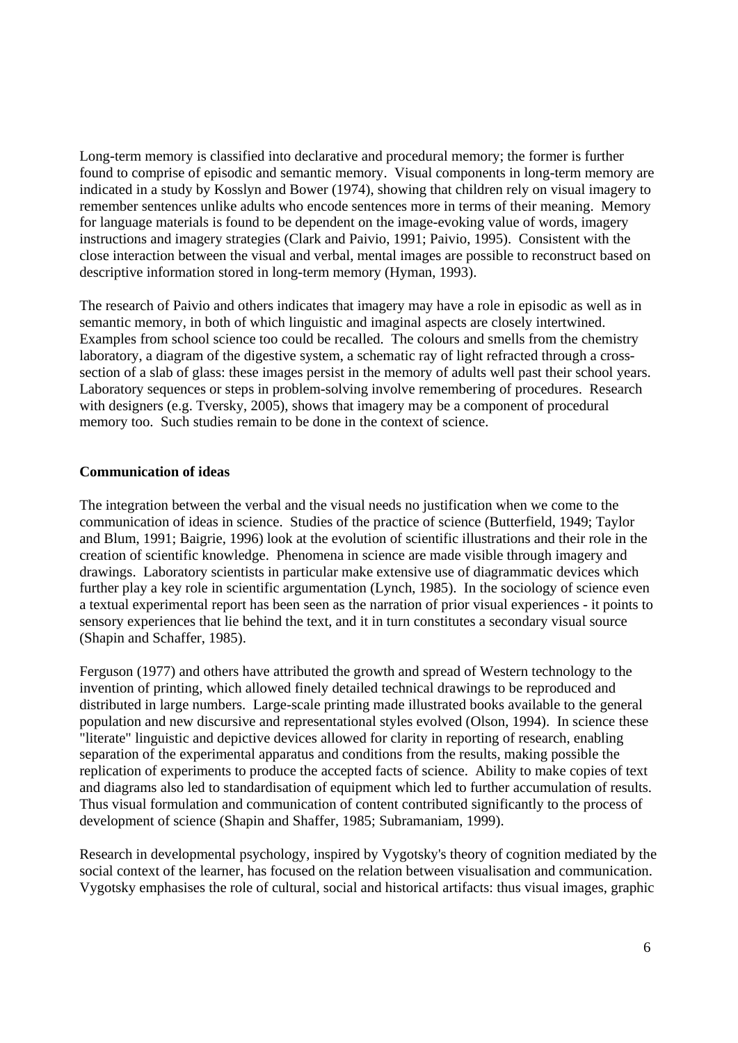Long-term memory is classified into declarative and procedural memory; the former is further found to comprise of episodic and semantic memory. Visual components in long-term memory are indicated in a study by Kosslyn and Bower (1974), showing that children rely on visual imagery to remember sentences unlike adults who encode sentences more in terms of their meaning. Memory for language materials is found to be dependent on the image-evoking value of words, imagery instructions and imagery strategies (Clark and Paivio, 1991; Paivio, 1995). Consistent with the close interaction between the visual and verbal, mental images are possible to reconstruct based on descriptive information stored in long-term memory (Hyman, 1993).

The research of Paivio and others indicates that imagery may have a role in episodic as well as in semantic memory, in both of which linguistic and imaginal aspects are closely intertwined. Examples from school science too could be recalled. The colours and smells from the chemistry laboratory, a diagram of the digestive system, a schematic ray of light refracted through a cross-section of a slab of glass: these images persist in the memory of adults well past their school years. Laboratory sequences or steps in problem-solving involve remembering of procedures. Research with designers (e.g. Tversky, 2005), shows that imagery may be a component of procedural memory too. Such studies remain to be done in the context of science.

**Communication of ideas**

The integration between the verbal and the visual needs no justification when we come to the communication of ideas in science. Studies of the practice of science (Butterfield, 1949; Taylor and Blum, 1991; Baigrie, 1996) look at the evolution of scientific illustrations and their role in the creation of scientific knowledge. Phenomena in science are made visible through imagery and drawings. Laboratory scientists in particular make extensive use of diagrammatic devices which further play a key role in scientific argumentation (Lynch, 1985). In the sociology of science even a textual experimental report has been seen as the narration of prior visual experiences - it points to sensory experiences that lie behind the text, and it in turn constitutes a secondary visual source (Shapin and Schaffer, 1985).

Ferguson (1977) and others have attributed the growth and spread of Western technology to the invention of printing, which allowed finely detailed technical drawings to be reproduced and distributed in large numbers. Large-scale printing made illustrated books available to the general population and new discursive and representational styles evolved (Olson, 1994). In science these "literate" linguistic and depictive devices allowed for clarity in reporting of research, enabling separation of the experimental apparatus and conditions from the results, making possible the replication of experiments to produce the accepted facts of science. Ability to make copies of text and diagrams also led to standardisation of equipment which led to further accumulation of results. Thus visual formulation and communication of content contributed significantly to the process of development of science (Shapin and Shaffer, 1985; Subramaniam, 1999).

Research in developmental psychology, inspired by Vygotsky's theory of cognition mediated by the social context of the learner, has focused on the relation between visualisation and communication. Vygotsky emphasises the role of cultural, social and historical artifacts: thus visual images, graphic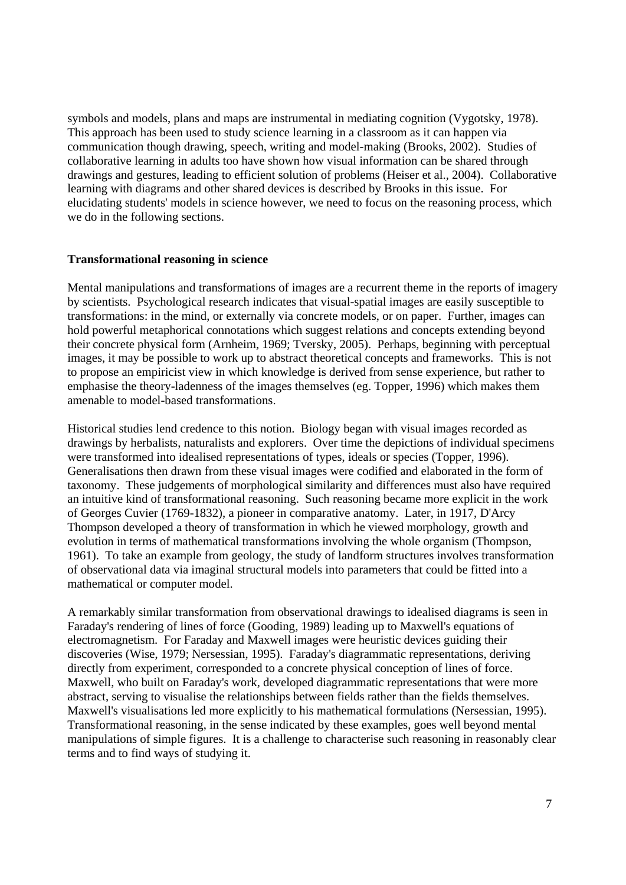symbols and models, plans and maps are instrumental in mediating cognition (Vygotsky, 1978). This approach has been used to study science learning in a classroom as it can happen via communication though drawing, speech, writing and model-making (Brooks, 2002). Studies of collaborative learning in adults too have shown how visual information can be shared through drawings and gestures, leading to efficient solution of problems (Heiser et al., 2004). Collaborative learning with diagrams and other shared devices is described by Brooks in this issue. For elucidating students' models in science however, we need to focus on the reasoning process, which we do in the following sections.

**Transformational reasoning in science**

Mental manipulations and transformations of images are a recurrent theme in the reports of imagery by scientists. Psychological research indicates that visual-spatial images are easily susceptible to transformations: in the mind, or externally via concrete models, or on paper. Further, images can hold powerful metaphorical connotations which suggest relations and concepts extending beyond their concrete physical form (Arnheim, 1969; Tversky, 2005). Perhaps, beginning with perceptual images, it may be possible to work up to abstract theoretical concepts and frameworks. This is not to propose an empiricist view in which knowledge is derived from sense experience, but rather to emphasise the theory-ladenness of the images themselves (eg. Topper, 1996) which makes them amenable to model-based transformations.

Historical studies lend credence to this notion. Biology began with visual images recorded as drawings by herbalists, naturalists and explorers. Over time the depictions of individual specimens were transformed into idealised representations of types, ideals or species (Topper, 1996). Generalisations then drawn from these visual images were codified and elaborated in the form of taxonomy. These judgements of morphological similarity and differences must also have required an intuitive kind of transformational reasoning. Such reasoning became more explicit in the work of Georges Cuvier (1769-1832), a pioneer in comparative anatomy. Later, in 1917, D'Arcy Thompson developed a theory of transformation in which he viewed morphology, growth and evolution in terms of mathematical transformations involving the whole organism (Thompson, 1961). To take an example from geology, the study of landform structures involves transformation of observational data via imaginal structural models into parameters that could be fitted into a mathematical or computer model.

A remarkably similar transformation from observational drawings to idealised diagrams is seen in Faraday's rendering of lines of force (Gooding, 1989) leading up to Maxwell's equations of electromagnetism. For Faraday and Maxwell images were heuristic devices guiding their discoveries (Wise, 1979; Nersessian, 1995). Faraday's diagrammatic representations, deriving directly from experiment, corresponded to a concrete physical conception of lines of force. Maxwell, who built on Faraday's work, developed diagrammatic representations that were more abstract, serving to visualise the relationships between fields rather than the fields themselves. Maxwell's visualisations led more explicitly to his mathematical formulations (Nersessian, 1995). Transformational reasoning, in the sense indicated by these examples, goes well beyond mental manipulations of simple figures. It is a challenge to characterise such reasoning in reasonably clear terms and to find ways of studying it.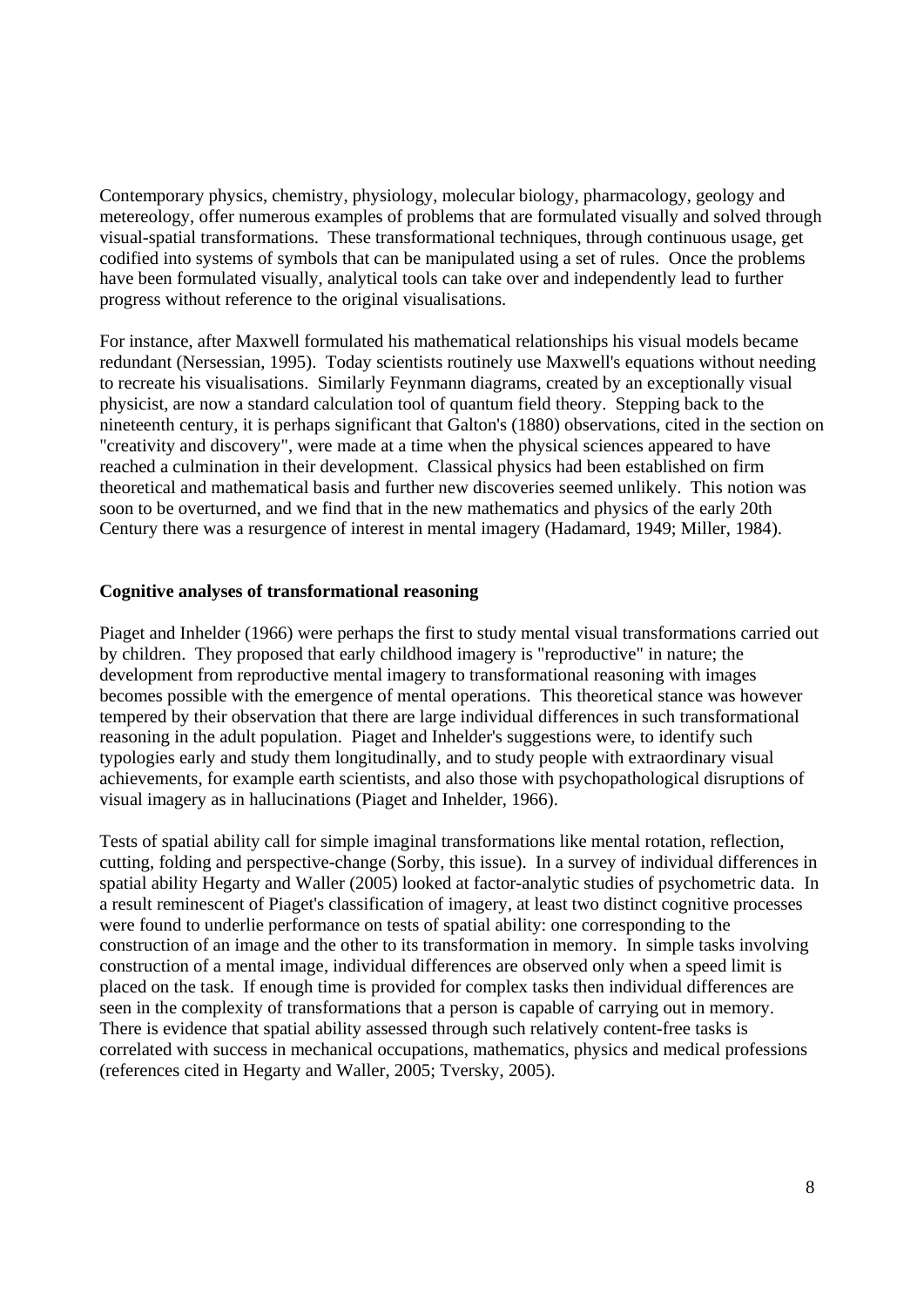Contemporary physics, chemistry, physiology, molecular biology, pharmacology, geology and metereology, offer numerous examples of problems that are formulated visually and solved through visual-spatial transformations. These transformational techniques, through continuous usage, get codified into systems of symbols that can be manipulated using a set of rules. Once the problems have been formulated visually, analytical tools can take over and independently lead to further progress without reference to the original visualisations.

For instance, after Maxwell formulated his mathematical relationships his visual models became redundant (Nersessian, 1995). Today scientists routinely use Maxwell's equations without needing to recreate his visualisations. Similarly Feynmann diagrams, created by an exceptionally visual physicist, are now a standard calculation tool of quantum field theory. Stepping back to the nineteenth century, it is perhaps significant that Galton's (1880) observations, cited in the section on "creativity and discovery", were made at a time when the physical sciences appeared to have reached a culmination in their development. Classical physics had been established on firm theoretical and mathematical basis and further new discoveries seemed unlikely. This notion was soon to be overturned, and we find that in the new mathematics and physics of the early 20th Century there was a resurgence of interest in mental imagery (Hadamard, 1949; Miller, 1984).

**Cognitive analyses of transformational reasoning**

Piaget and Inhelder (1966) were perhaps the first to study mental visual transformations carried out by children. They proposed that early childhood imagery is "reproductive" in nature; the development from reproductive mental imagery to transformational reasoning with images becomes possible with the emergence of mental operations. This theoretical stance was however tempered by their observation that there are large individual differences in such transformational reasoning in the adult population. Piaget and Inhelder's suggestions were, to identify such typologies early and study them longitudinally, and to study people with extraordinary visual achievements, for example earth scientists, and also those with psychopathological disruptions of visual imagery as in hallucinations (Piaget and Inhelder, 1966).

Tests of spatial ability call for simple imaginal transformations like mental rotation, reflection, cutting, folding and perspective-change (Sorby, this issue). In a survey of individual differences in spatial ability Hegarty and Waller (2005) looked at factor-analytic studies of psychometric data. In a result reminescent of Piaget's classification of imagery, at least two distinct cognitive processes were found to underlie performance on tests of spatial ability: one corresponding to the construction of an image and the other to its transformation in memory. In simple tasks involving construction of a mental image, individual differences are observed only when a speed limit is placed on the task. If enough time is provided for complex tasks then individual differences are seen in the complexity of transformations that a person is capable of carrying out in memory. There is evidence that spatial ability assessed through such relatively content-free tasks is correlated with success in mechanical occupations, mathematics, physics and medical professions (references cited in Hegarty and Waller, 2005; Tversky, 2005).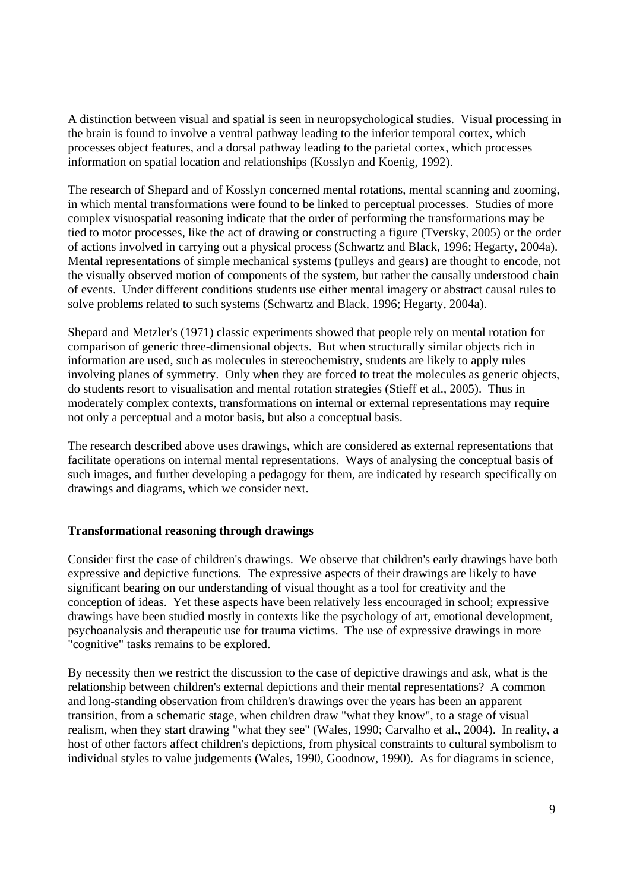A distinction between visual and spatial is seen in neuropsychological studies. Visual processing in the brain is found to involve a ventral pathway leading to the inferior temporal cortex, which processes object features, and a dorsal pathway leading to the parietal cortex, which processes information on spatial location and relationships (Kosslyn and Koenig, 1992).

The research of Shepard and of Kosslyn concerned mental rotations, mental scanning and zooming, in which mental transformations were found to be linked to perceptual processes. Studies of more complex visuospatial reasoning indicate that the order of performing the transformations may be tied to motor processes, like the act of drawing or constructing a figure (Tversky, 2005) or the order of actions involved in carrying out a physical process (Schwartz and Black, 1996; Hegarty, 2004a). Mental representations of simple mechanical systems (pulleys and gears) are thought to encode, not the visually observed motion of components of the system, but rather the causally understood chain of events. Under different conditions students use either mental imagery or abstract causal rules to solve problems related to such systems (Schwartz and Black, 1996; Hegarty, 2004a).

Shepard and Metzler's (1971) classic experiments showed that people rely on mental rotation for comparison of generic three-dimensional objects. But when structurally similar objects rich in information are used, such as molecules in stereochemistry, students are likely to apply rules involving planes of symmetry. Only when they are forced to treat the molecules as generic objects, do students resort to visualisation and mental rotation strategies (Stieff et al., 2005). Thus in moderately complex contexts, transformations on internal or external representations may require not only a perceptual and a motor basis, but also a conceptual basis.

The research described above uses drawings, which are considered as external representations that facilitate operations on internal mental representations. Ways of analysing the conceptual basis of such images, and further developing a pedagogy for them, are indicated by research specifically on drawings and diagrams, which we consider next.

**Transformational reasoning through drawings**

Consider first the case of children's drawings. We observe that children's early drawings have both expressive and depictive functions. The expressive aspects of their drawings are likely to have significant bearing on our understanding of visual thought as a tool for creativity and the conception of ideas. Yet these aspects have been relatively less encouraged in school; expressive drawings have been studied mostly in contexts like the psychology of art, emotional development, psychoanalysis and therapeutic use for trauma victims. The use of expressive drawings in more "cognitive" tasks remains to be explored.

By necessity then we restrict the discussion to the case of depictive drawings and ask, what is the relationship between children's external depictions and their mental representations? A common and long-standing observation from children's drawings over the years has been an apparent transition, from a schematic stage, when children draw "what they know", to a stage of visual realism, when they start drawing "what they see" (Wales, 1990; Carvalho et al., 2004). In reality, a host of other factors affect children's depictions, from physical constraints to cultural symbolism to individual styles to value judgements (Wales, 1990, Goodnow, 1990). As for diagrams in science,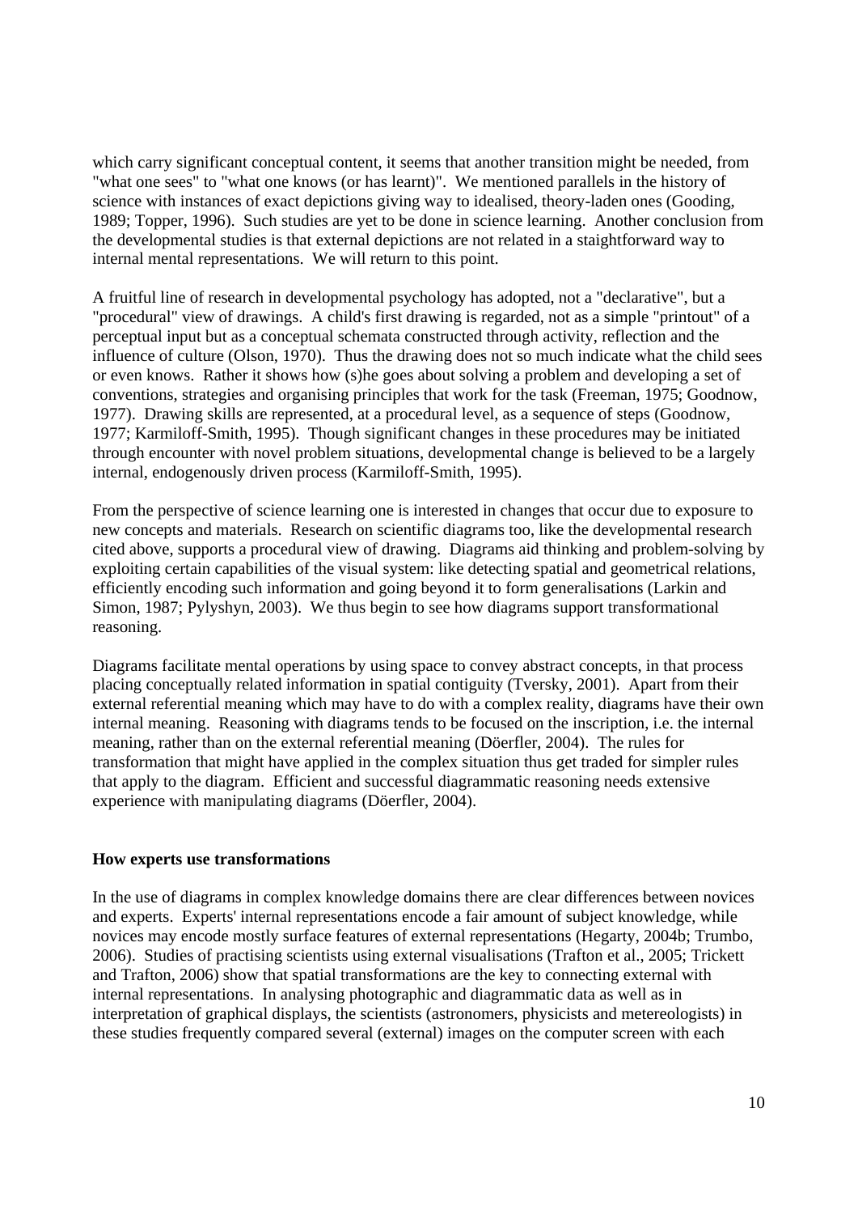which carry significant conceptual content, it seems that another transition might be needed, from "what one sees" to "what one knows (or has learnt)". We mentioned parallels in the history of science with instances of exact depictions giving way to idealised, theory-laden ones (Gooding, 1989; Topper, 1996). Such studies are yet to be done in science learning. Another conclusion from the developmental studies is that external depictions are not related in a staightforward way to internal mental representations. We will return to this point.

A fruitful line of research in developmental psychology has adopted, not a "declarative", but a "procedural" view of drawings. A child's first drawing is regarded, not as a simple "printout" of a perceptual input but as a conceptual schemata constructed through activity, reflection and the influence of culture (Olson, 1970). Thus the drawing does not so much indicate what the child sees or even knows. Rather it shows how (s)he goes about solving a problem and developing a set of conventions, strategies and organising principles that work for the task (Freeman, 1975; Goodnow, 1977). Drawing skills are represented, at a procedural level, as a sequence of steps (Goodnow, 1977; Karmiloff-Smith, 1995). Though significant changes in these procedures may be initiated through encounter with novel problem situations, developmental change is believed to be a largely internal, endogenously driven process (Karmiloff-Smith, 1995).

From the perspective of science learning one is interested in changes that occur due to exposure to new concepts and materials. Research on scientific diagrams too, like the developmental research cited above, supports a procedural view of drawing. Diagrams aid thinking and problem-solving by exploiting certain capabilities of the visual system: like detecting spatial and geometrical relations, efficiently encoding such information and going beyond it to form generalisations (Larkin and Simon, 1987; Pylyshyn, 2003). We thus begin to see how diagrams support transformational reasoning.

Diagrams facilitate mental operations by using space to convey abstract concepts, in that process placing conceptually related information in spatial contiguity (Tversky, 2001). Apart from their external referential meaning which may have to do with a complex reality, diagrams have their own internal meaning. Reasoning with diagrams tends to be focused on the inscription, i.e. the internal meaning, rather than on the external referential meaning (Döerfler, 2004). The rules for transformation that might have applied in the complex situation thus get traded for simpler rules that apply to the diagram. Efficient and successful diagrammatic reasoning needs extensive experience with manipulating diagrams (Döerfler, 2004).

**How experts use transformations**

In the use of diagrams in complex knowledge domains there are clear differences between novices and experts. Experts' internal representations encode a fair amount of subject knowledge, while novices may encode mostly surface features of external representations (Hegarty, 2004b; Trumbo, 2006). Studies of practising scientists using external visualisations (Trafton et al., 2005; Trickett and Trafton, 2006) show that spatial transformations are the key to connecting external with internal representations. In analysing photographic and diagrammatic data as well as in interpretation of graphical displays, the scientists (astronomers, physicists and metereologists) in these studies frequently compared several (external) images on the computer screen with each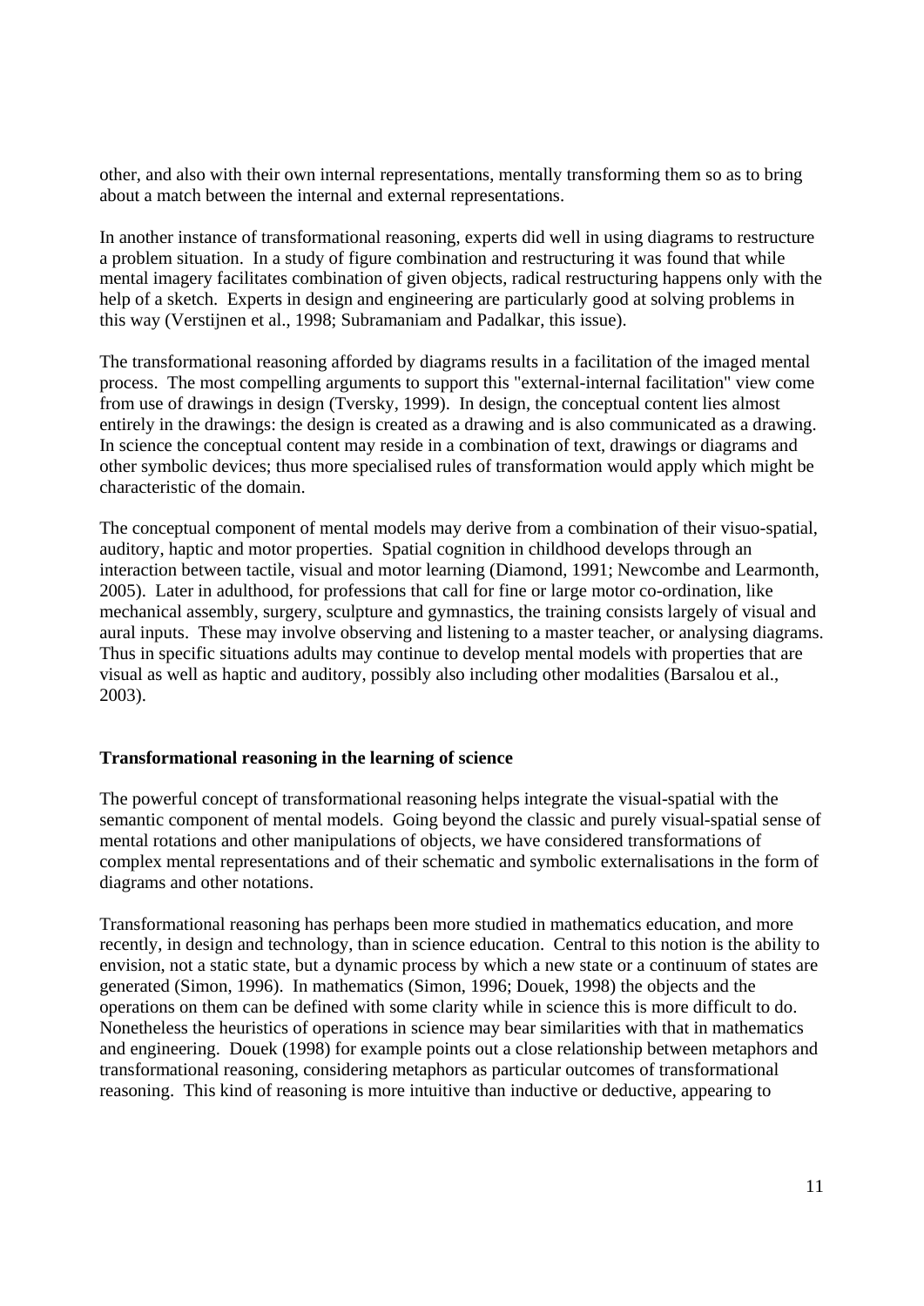other, and also with their own internal representations, mentally transforming them so as to bring about a match between the internal and external representations.

In another instance of transformational reasoning, experts did well in using diagrams to restructure a problem situation. In a study of figure combination and restructuring it was found that while mental imagery facilitates combination of given objects, radical restructuring happens only with the help of a sketch. Experts in design and engineering are particularly good at solving problems in this way (Verstijnen et al., 1998; Subramaniam and Padalkar, this issue).

The transformational reasoning afforded by diagrams results in a facilitation of the imaged mental process. The most compelling arguments to support this "external-internal facilitation" view come from use of drawings in design (Tversky, 1999). In design, the conceptual content lies almost entirely in the drawings: the design is created as a drawing and is also communicated as a drawing. In science the conceptual content may reside in a combination of text, drawings or diagrams and other symbolic devices; thus more specialised rules of transformation would apply which might be characteristic of the domain.

The conceptual component of mental models may derive from a combination of their visuo-spatial, auditory, haptic and motor properties. Spatial cognition in childhood develops through an interaction between tactile, visual and motor learning (Diamond, 1991; Newcombe and Learmonth, 2005). Later in adulthood, for professions that call for fine or large motor co-ordination, like mechanical assembly, surgery, sculpture and gymnastics, the training consists largely of visual and aural inputs. These may involve observing and listening to a master teacher, or analysing diagrams. Thus in specific situations adults may continue to develop mental models with properties that are visual as well as haptic and auditory, possibly also including other modalities (Barsalou et al., 2003).

**Transformational reasoning in the learning of science**

The powerful concept of transformational reasoning helps integrate the visual-spatial with the semantic component of mental models. Going beyond the classic and purely visual-spatial sense of mental rotations and other manipulations of objects, we have considered transformations of complex mental representations and of their schematic and symbolic externalisations in the form of diagrams and other notations.

Transformational reasoning has perhaps been more studied in mathematics education, and more recently, in design and technology, than in science education. Central to this notion is the ability to envision, not a static state, but a dynamic process by which a new state or a continuum of states are generated (Simon, 1996). In mathematics (Simon, 1996; Douek, 1998) the objects and the operations on them can be defined with some clarity while in science this is more difficult to do. Nonetheless the heuristics of operations in science may bear similarities with that in mathematics and engineering. Douek (1998) for example points out a close relationship between metaphors and transformational reasoning, considering metaphors as particular outcomes of transformational reasoning. This kind of reasoning is more intuitive than inductive or deductive, appearing to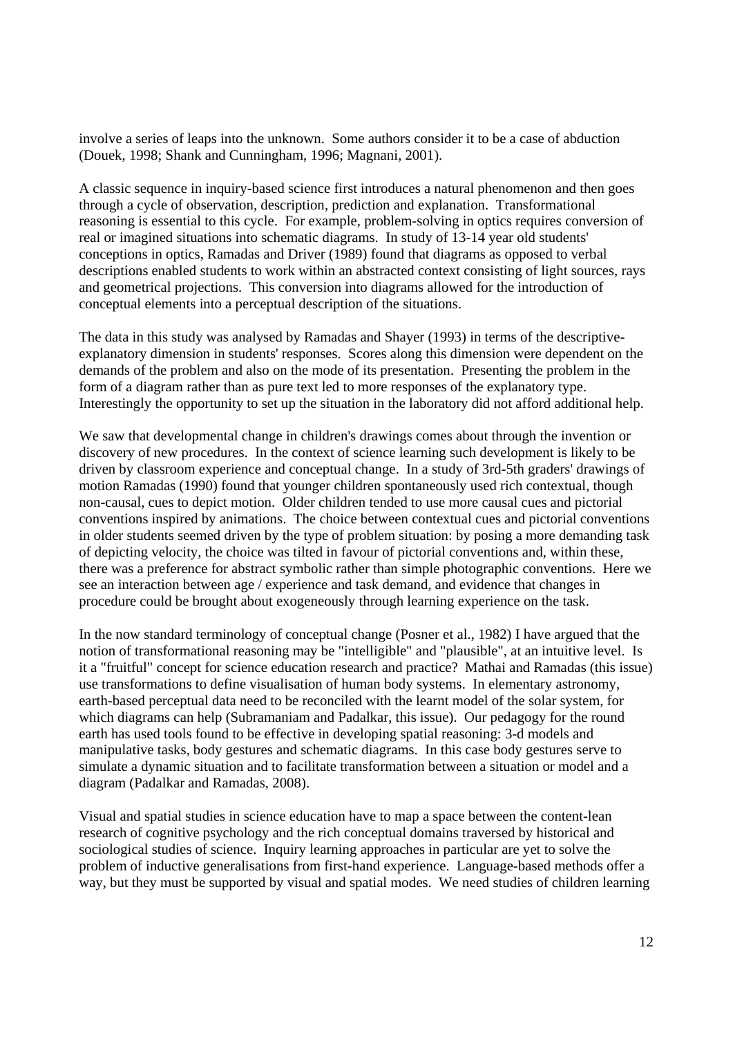involve a series of leaps into the unknown. Some authors consider it to be a case of abduction (Douek, 1998; Shank and Cunningham, 1996; Magnani, 2001).

A classic sequence in inquiry-based science first introduces a natural phenomenon and then goes through a cycle of observation, description, prediction and explanation. Transformational reasoning is essential to this cycle. For example, problem-solving in optics requires conversion of real or imagined situations into schematic diagrams. In study of 13-14 year old students' conceptions in optics, Ramadas and Driver (1989) found that diagrams as opposed to verbal descriptions enabled students to work within an abstracted context consisting of light sources, rays and geometrical projections. This conversion into diagrams allowed for the introduction of conceptual elements into a perceptual description of the situations.

The data in this study was analysed by Ramadas and Shayer (1993) in terms of the descriptive-explanatory dimension in students' responses. Scores along this dimension were dependent on the demands of the problem and also on the mode of its presentation. Presenting the problem in the form of a diagram rather than as pure text led to more responses of the explanatory type. Interestingly the opportunity to set up the situation in the laboratory did not afford additional help.

We saw that developmental change in children's drawings comes about through the invention or discovery of new procedures. In the context of science learning such development is likely to be driven by classroom experience and conceptual change. In a study of 3rd-5th graders' drawings of motion Ramadas (1990) found that younger children spontaneously used rich contextual, though non-causal, cues to depict motion. Older children tended to use more causal cues and pictorial conventions inspired by animations. The choice between contextual cues and pictorial conventions in older students seemed driven by the type of problem situation: by posing a more demanding task of depicting velocity, the choice was tilted in favour of pictorial conventions and, within these, there was a preference for abstract symbolic rather than simple photographic conventions. Here we see an interaction between age / experience and task demand, and evidence that changes in procedure could be brought about exogeneously through learning experience on the task.

In the now standard terminology of conceptual change (Posner et al., 1982) I have argued that the notion of transformational reasoning may be "intelligible" and "plausible", at an intuitive level. Is it a "fruitful" concept for science education research and practice? Mathai and Ramadas (this issue) use transformations to define visualisation of human body systems. In elementary astronomy, earth-based perceptual data need to be reconciled with the learnt model of the solar system, for which diagrams can help (Subramaniam and Padalkar, this issue). Our pedagogy for the round earth has used tools found to be effective in developing spatial reasoning: 3-d models and manipulative tasks, body gestures and schematic diagrams. In this case body gestures serve to simulate a dynamic situation and to facilitate transformation between a situation or model and a diagram (Padalkar and Ramadas, 2008).

Visual and spatial studies in science education have to map a space between the content-lean research of cognitive psychology and the rich conceptual domains traversed by historical and sociological studies of science. Inquiry learning approaches in particular are yet to solve the problem of inductive generalisations from first-hand experience. Language-based methods offer a way, but they must be supported by visual and spatial modes. We need studies of children learning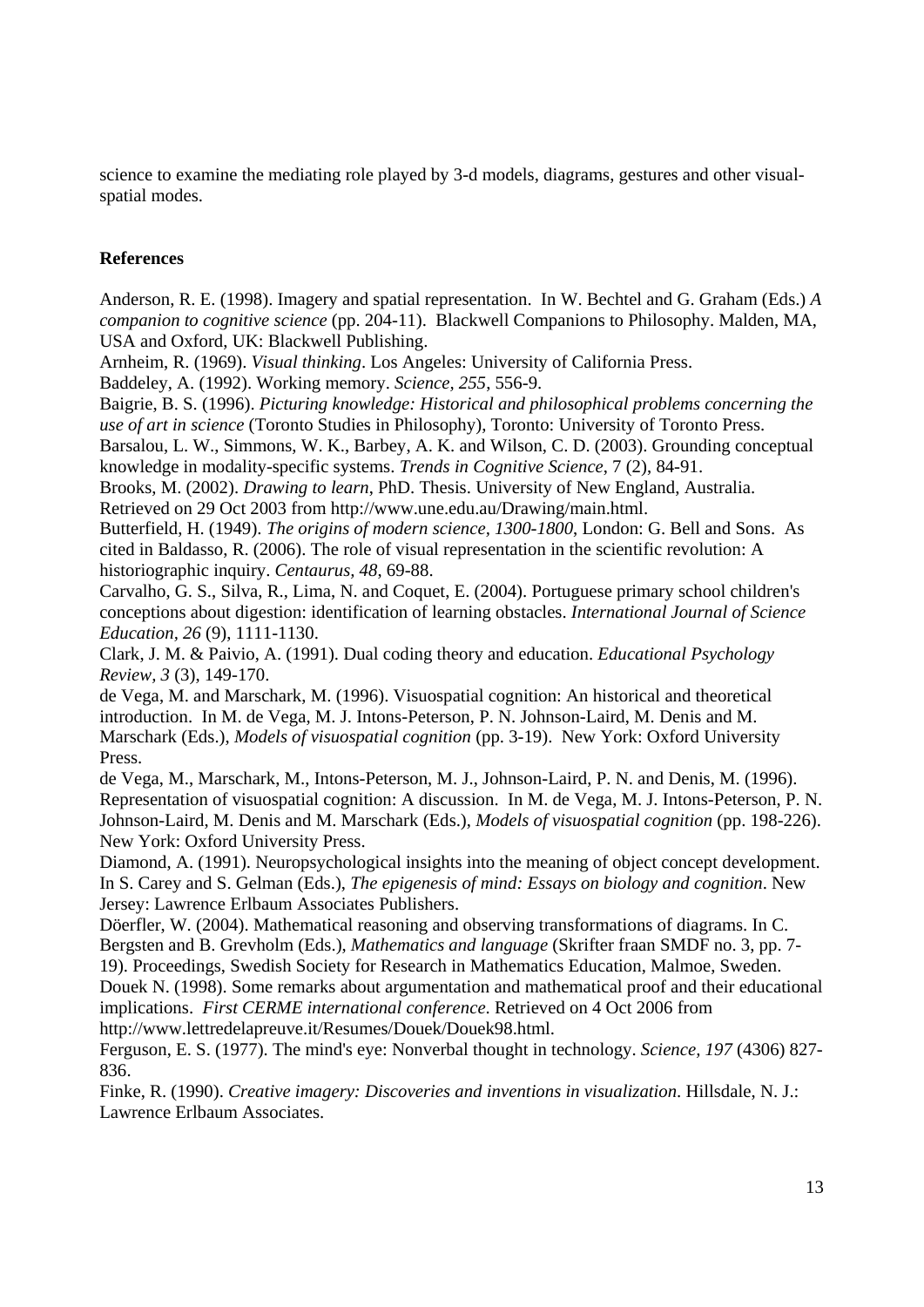science to examine the mediating role played by 3-d models, diagrams, gestures and other visual-spatial modes.

**References**

Anderson, R. E. (1998). Imagery and spatial representation. In W. Bechtel and G. Graham (Eds.) *A companion to cognitive science* (pp. 204-11). Blackwell Companions to Philosophy. Malden, MA, USA and Oxford, UK: Blackwell Publishing.

Arnheim, R. (1969). *Visual thinking*. Los Angeles: University of California Press.

Baddeley, A. (1992). Working memory. *Science, 255,* 556-9.

Baigrie, B. S. (1996). *Picturing knowledge: Historical and philosophical problems concerning the use of art in science* (Toronto Studies in Philosophy), Toronto: University of Toronto Press.

Barsalou, L. W., Simmons, W. K., Barbey, A. K. and Wilson, C. D. (2003). Grounding conceptual knowledge in modality-specific systems. *Trends in Cognitive Science*, 7 (2), 84-91.

Brooks, M. (2002). *Drawing to learn*, PhD. Thesis. University of New England, Australia. Retrieved on 29 Oct 2003 from http://www.une.edu.au/Drawing/main.html.

Butterfield, H. (1949). *The origins of modern science, 1300-1800*, London: G. Bell and Sons. As cited in Baldasso, R. (2006). The role of visual representation in the scientific revolution: A historiographic inquiry. *Centaurus, 48*, 69-88.

Carvalho, G. S., Silva, R., Lima, N. and Coquet, E. (2004). Portuguese primary school children's conceptions about digestion: identification of learning obstacles. *International Journal of Science Education, 26* (9), 1111-1130.

Clark, J. M. & Paivio, A. (1991). Dual coding theory and education. *Educational Psychology Review, 3* (3), 149-170.

de Vega, M. and Marschark, M. (1996). Visuospatial cognition: An historical and theoretical introduction. In M. de Vega, M. J. Intons-Peterson, P. N. Johnson-Laird, M. Denis and M. Marschark (Eds.), *Models of visuospatial cognition* (pp. 3-19). New York: Oxford University Press.

de Vega, M., Marschark, M., Intons-Peterson, M. J., Johnson-Laird, P. N. and Denis, M. (1996). Representation of visuospatial cognition: A discussion. In M. de Vega, M. J. Intons-Peterson, P. N. Johnson-Laird, M. Denis and M. Marschark (Eds.), *Models of visuospatial cognition* (pp. 198-226). New York: Oxford University Press.

Diamond, A. (1991). Neuropsychological insights into the meaning of object concept development. In S. Carey and S. Gelman (Eds.), *The epigenesis of mind: Essays on biology and cognition*. New Jersey: Lawrence Erlbaum Associates Publishers.

Döerfler, W. (2004). Mathematical reasoning and observing transformations of diagrams. In C. Bergsten and B. Grevholm (Eds.), *Mathematics and language* (Skrifter fraan SMDF no. 3, pp. 7-19). Proceedings, Swedish Society for Research in Mathematics Education, Malmoe, Sweden.

Douek N. (1998). Some remarks about argumentation and mathematical proof and their educational implications. *First CERME international conference*. Retrieved on 4 Oct 2006 from http://www.lettredelapreuve.it/Resumes/Douek/Douek98.html.

Ferguson, E. S. (1977). The mind's eye: Nonverbal thought in technology. *Science, 197* (4306) 827-836.

Finke, R. (1990). *Creative imagery: Discoveries and inventions in visualization*. Hillsdale, N. J.: Lawrence Erlbaum Associates.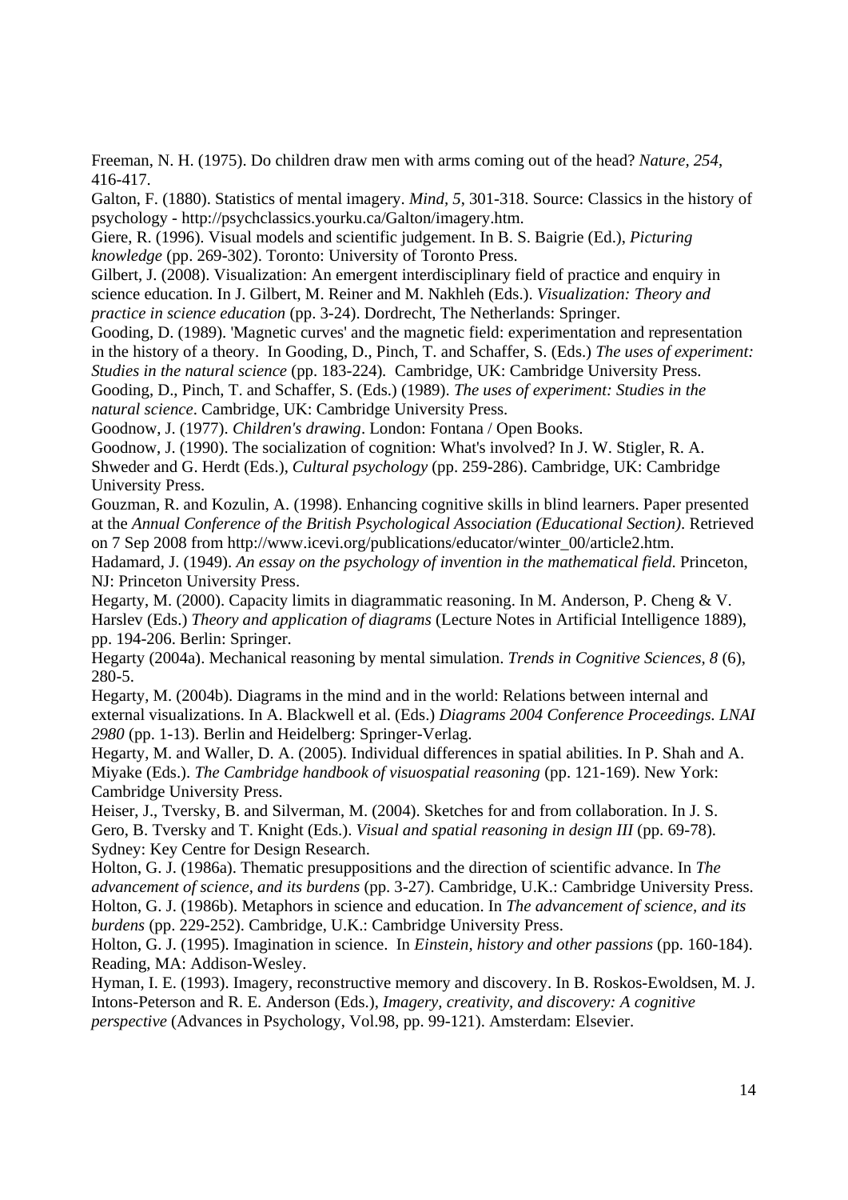Freeman, N. H. (1975). Do children draw men with arms coming out of the head? *Nature, 254*, 416-417.

Galton, F. (1880). Statistics of mental imagery. *Mind, 5*, 301-318. Source: Classics in the history of psychology - http://psychclassics.yorku.ca/Galton/imagery.htm.

Giere, R. (1996). Visual models and scientific judgement. In B. S. Baigrie (Ed.), *Picturing knowledge* (pp. 269-302). Toronto: University of Toronto Press.

Gilbert, J. (2008). Visualization: An emergent interdisciplinary field of practice and enquiry in science education. In J. Gilbert, M. Reiner and M. Nakhleh (Eds.). *Visualization: Theory and practice in science education* (pp. 3-24). Dordrecht, The Netherlands: Springer.

Gooding, D. (1989). 'Magnetic curves' and the magnetic field: experimentation and representation in the history of a theory. In Gooding, D., Pinch, T. and Schaffer, S. (Eds.) *The uses of experiment: Studies in the natural science* (pp. 183-224). Cambridge, UK: Cambridge University Press.

Gooding, D., Pinch, T. and Schaffer, S. (Eds.) (1989). *The uses of experiment: Studies in the natural science*. Cambridge, UK: Cambridge University Press.

Goodnow, J. (1977). *Children's drawing*. London: Fontana / Open Books.

Goodnow, J. (1990). The socialization of cognition: What's involved? In J. W. Stigler, R. A. Shweder and G. Herdt (Eds.), *Cultural psychology* (pp. 259-286). Cambridge, UK: Cambridge University Press.

Gouzman, R. and Kozulin, A. (1998). Enhancing cognitive skills in blind learners. Paper presented at the *Annual Conference of the British Psychological Association (Educational Section)*. Retrieved on 7 Sep 2008 from http://www.icevi.org/publications/educator/winter_00/article2.htm.

Hadamard, J. (1949). *An essay on the psychology of invention in the mathematical field*. Princeton, NJ: Princeton University Press.

Hegarty, M. (2000). Capacity limits in diagrammatic reasoning. In M. Anderson, P. Cheng & V. Harslev (Eds.) *Theory and application of diagrams* (Lecture Notes in Artificial Intelligence 1889), pp. 194-206. Berlin: Springer.

Hegarty (2004a). Mechanical reasoning by mental simulation. *Trends in Cognitive Sciences, 8* (6), 280-5.

Hegarty, M. (2004b). Diagrams in the mind and in the world: Relations between internal and external visualizations. In A. Blackwell et al. (Eds.) *Diagrams 2004 Conference Proceedings. LNAI 2980* (pp. 1-13). Berlin and Heidelberg: Springer-Verlag.

Hegarty, M. and Waller, D. A. (2005). Individual differences in spatial abilities. In P. Shah and A. Miyake (Eds.). *The Cambridge handbook of visuospatial reasoning* (pp. 121-169). New York: Cambridge University Press.

Heiser, J., Tversky, B. and Silverman, M. (2004). Sketches for and from collaboration. In J. S. Gero, B. Tversky and T. Knight (Eds.). *Visual and spatial reasoning in design III* (pp. 69-78). Sydney: Key Centre for Design Research.

Holton, G. J. (1986a). Thematic presuppositions and the direction of scientific advance. In *The advancement of science, and its burdens* (pp. 3-27). Cambridge, U.K.: Cambridge University Press.

Holton, G. J. (1986b). Metaphors in science and education. In *The advancement of science, and its burdens* (pp. 229-252). Cambridge, U.K.: Cambridge University Press.

Holton, G. J. (1995). Imagination in science. In *Einstein, history and other passions* (pp. 160-184). Reading, MA: Addison-Wesley.

Hyman, I. E. (1993). Imagery, reconstructive memory and discovery. In B. Roskos-Ewoldsen, M. J. Intons-Peterson and R. E. Anderson (Eds.), *Imagery, creativity, and discovery: A cognitive perspective* (Advances in Psychology, Vol.98, pp. 99-121). Amsterdam: Elsevier.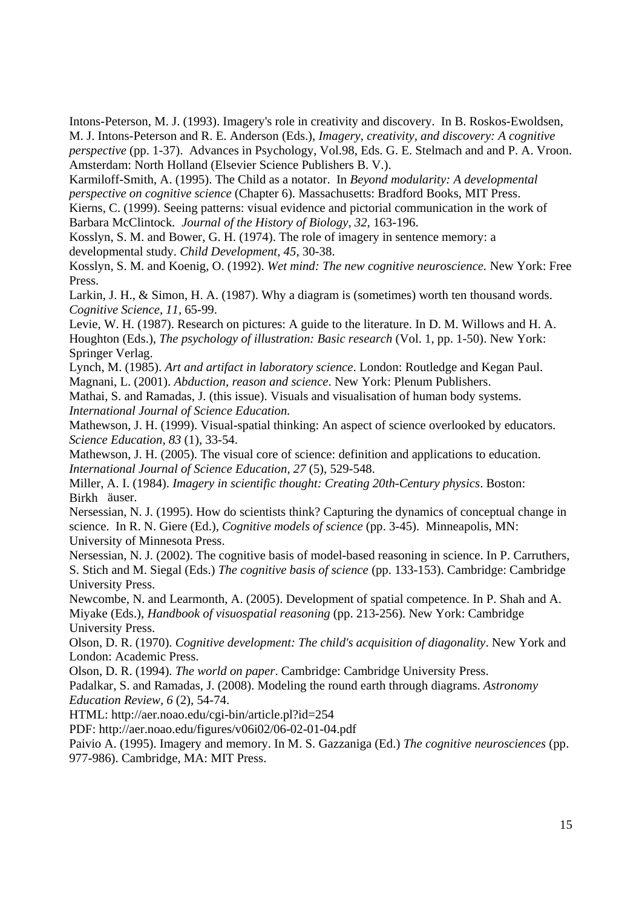Intons-Peterson, M. J. (1993). Imagery's role in creativity and discovery. In B. Roskos-Ewoldsen, M. J. Intons-Peterson and R. E. Anderson (Eds.), *Imagery, creativity, and discovery: A cognitive perspective* (pp. 1-37). Advances in Psychology, Vol.98, Eds. G. E. Stelmach and and P. A. Vroon. Amsterdam: North Holland (Elsevier Science Publishers B. V.).

Karmiloff-Smith, A. (1995). The Child as a notator. In *Beyond modularity: A developmental perspective on cognitive science* (Chapter 6). Massachusetts: Bradford Books, MIT Press.

Kierns, C. (1999). Seeing patterns: visual evidence and pictorial communication in the work of Barbara McClintock. *Journal of the History of Biology, 32*, 163-196.

Kosslyn, S. M. and Bower, G. H. (1974). The role of imagery in sentence memory: a developmental study. *Child Development, 45*, 30-38.

Kosslyn, S. M. and Koenig, O. (1992). *Wet mind: The new cognitive neuroscience.* New York: Free Press.

Larkin, J. H., & Simon, H. A. (1987). Why a diagram is (sometimes) worth ten thousand words. *Cognitive Science, 11*, 65-99.

Levie, W. H. (1987). Research on pictures: A guide to the literature. In D. M. Willows and H. A. Houghton (Eds.), *The psychology of illustration: Basic research* (Vol. 1, pp. 1-50). New York: Springer Verlag.

Lynch, M. (1985). *Art and artifact in laboratory science*. London: Routledge and Kegan Paul.

Magnani, L. (2001). *Abduction, reason and science*. New York: Plenum Publishers.

Mathai, S. and Ramadas, J. (this issue). Visuals and visualisation of human body systems. *International Journal of Science Education.*

Mathewson, J. H. (1999). Visual-spatial thinking: An aspect of science overlooked by educators. *Science Education, 83* (1), 33-54.

Mathewson, J. H. (2005). The visual core of science: definition and applications to education. *International Journal of Science Education, 27* (5), 529-548.

Miller, A. I. (1984). *Imagery in scientific thought: Creating 20th-Century physics*. Boston: Birkhäuser.

Nersessian, N. J. (1995). How do scientists think? Capturing the dynamics of conceptual change in science. In R. N. Giere (Ed.), *Cognitive models of science* (pp. 3-45). Minneapolis, MN: University of Minnesota Press.

Nersessian, N. J. (2002). The cognitive basis of model-based reasoning in science. In P. Carruthers, S. Stich and M. Siegal (Eds.) *The cognitive basis of science* (pp. 133-153). Cambridge: Cambridge University Press.

Newcombe, N. and Learmonth, A. (2005). Development of spatial competence. In P. Shah and A. Miyake (Eds.), *Handbook of visuospatial reasoning* (pp. 213-256). New York: Cambridge University Press.

Olson, D. R. (1970). *Cognitive development: The child's acquisition of diagonality*. New York and London: Academic Press.

Olson, D. R. (1994). *The world on paper*. Cambridge: Cambridge University Press.

Padalkar, S. and Ramadas, J. (2008). Modeling the round earth through diagrams. *Astronomy Education Review, 6* (2), 54-74.

HTML: http://aer.noao.edu/cgi-bin/article.pl?id=254

PDF: http://aer.noao.edu/figures/v06i02/06-02-01-04.pdf

Paivio A. (1995). Imagery and memory. In M. S. Gazzaniga (Ed.) *The cognitive neurosciences* (pp. 977-986). Cambridge, MA: MIT Press.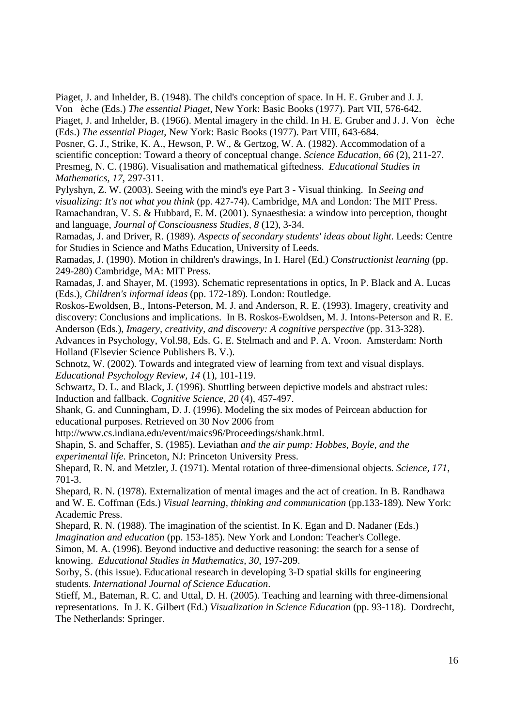Piaget, J. and Inhelder, B. (1948). The child's conception of space. In H. E. Gruber and J. J. Von èche (Eds.) *The essential Piaget*, New York: Basic Books (1977). Part VII, 576-642.

Piaget, J. and Inhelder, B. (1966). Mental imagery in the child. In H. E. Gruber and J. J. Von èche (Eds.) *The essential Piaget*, New York: Basic Books (1977). Part VIII, 643-684.

Posner, G. J., Strike, K. A., Hewson, P. W., & Gertzog, W. A. (1982). Accommodation of a scientific conception: Toward a theory of conceptual change. *Science Education, 66* (2), 211-27.

Presmeg, N. C. (1986). Visualisation and mathematical giftedness. *Educational Studies in Mathematics, 17*, 297-311.

Pylyshyn, Z. W. (2003). Seeing with the mind's eye Part 3 - Visual thinking. In *Seeing and visualizing: It's not what you think* (pp. 427-74). Cambridge, MA and London: The MIT Press.

Ramachandran, V. S. & Hubbard, E. M. (2001). Synaesthesia: a window into perception, thought and language, *Journal of Consciousness Studies, 8* (12), 3-34.

Ramadas, J. and Driver, R. (1989). *Aspects of secondary students' ideas about light*. Leeds: Centre for Studies in Science and Maths Education, University of Leeds.

Ramadas, J. (1990). Motion in children's drawings, In I. Harel (Ed.) *Constructionist learning* (pp. 249-280) Cambridge, MA: MIT Press.

Ramadas, J. and Shayer, M. (1993). Schematic representations in optics, In P. Black and A. Lucas (Eds.), *Children's informal ideas* (pp. 172-189). London: Routledge.

Roskos-Ewoldsen, B., Intons-Peterson, M. J. and Anderson, R. E. (1993). Imagery, creativity and discovery: Conclusions and implications. In B. Roskos-Ewoldsen, M. J. Intons-Peterson and R. E. Anderson (Eds.), *Imagery, creativity, and discovery: A cognitive perspective* (pp. 313-328). Advances in Psychology, Vol.98, Eds. G. E. Stelmach and and P. A. Vroon. Amsterdam: North Holland (Elsevier Science Publishers B. V.).

Schnotz, W. (2002). Towards and integrated view of learning from text and visual displays. *Educational Psychology Review, 14* (1), 101-119.

Schwartz, D. L. and Black, J. (1996). Shuttling between depictive models and abstract rules: Induction and fallback. *Cognitive Science, 20* (4), 457-497.

Shank, G. and Cunningham, D. J. (1996). Modeling the six modes of Peircean abduction for educational purposes. Retrieved on 30 Nov 2006 from http://www.cs.indiana.edu/event/maics96/Proceedings/shank.html.

Shapin, S. and Schaffer, S. (1985). Leviathan *and the air pump: Hobbes, Boyle, and the experimental life*. Princeton, NJ: Princeton University Press.

Shepard, R. N. and Metzler, J. (1971). Mental rotation of three-dimensional objects. *Science, 171*, 701-3.

Shepard, R. N. (1978). Externalization of mental images and the act of creation. In B. Randhawa and W. E. Coffman (Eds.) *Visual learning, thinking and communication* (pp.133-189). New York: Academic Press.

Shepard, R. N. (1988). The imagination of the scientist. In K. Egan and D. Nadaner (Eds.) *Imagination and education* (pp. 153-185). New York and London: Teacher's College.

Simon, M. A. (1996). Beyond inductive and deductive reasoning: the search for a sense of knowing. *Educational Studies in Mathematics, 30*, 197-209.

Sorby, S. (this issue). Educational research in developing 3-D spatial skills for engineering students. *International Journal of Science Education*.

Stieff, M., Bateman, R. C. and Uttal, D. H. (2005). Teaching and learning with three-dimensional representations. In J. K. Gilbert (Ed.) *Visualization in Science Education* (pp. 93-118). Dordrecht, The Netherlands: Springer.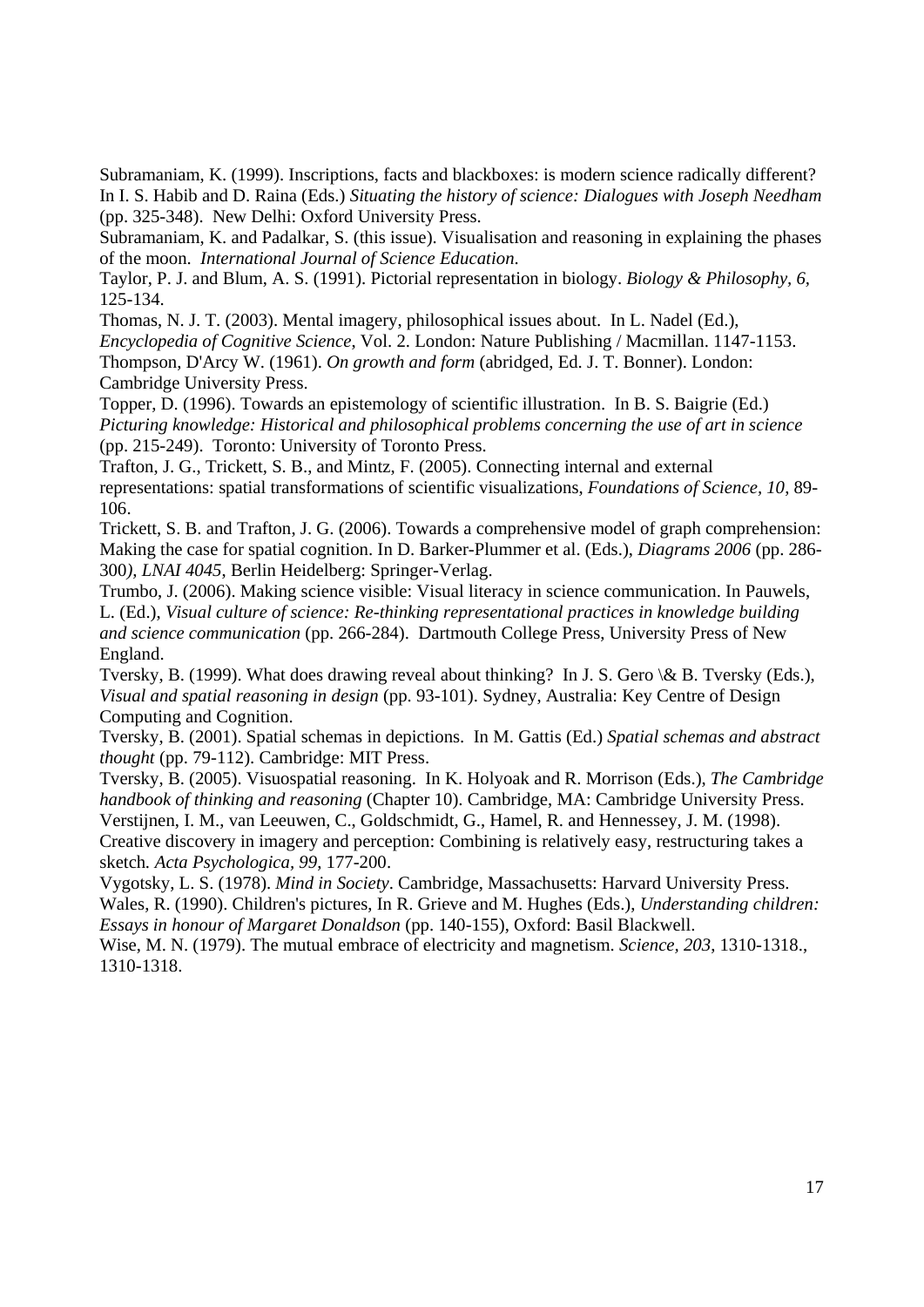Subramaniam, K. (1999). Inscriptions, facts and blackboxes: is modern science radically different? In I. S. Habib and D. Raina (Eds.) *Situating the history of science: Dialogues with Joseph Needham* (pp. 325-348). New Delhi: Oxford University Press.

Subramaniam, K. and Padalkar, S. (this issue). Visualisation and reasoning in explaining the phases of the moon. *International Journal of Science Education.*

Taylor, P. J. and Blum, A. S. (1991). Pictorial representation in biology. *Biology & Philosophy, 6*, 125-134.

Thomas, N. J. T. (2003). Mental imagery, philosophical issues about. In L. Nadel (Ed.), *Encyclopedia of Cognitive Science*, Vol. 2. London: Nature Publishing / Macmillan. 1147-1153.

Thompson, D'Arcy W. (1961). *On growth and form* (abridged, Ed. J. T. Bonner). London: Cambridge University Press.

Topper, D. (1996). Towards an epistemology of scientific illustration. In B. S. Baigrie (Ed.) *Picturing knowledge: Historical and philosophical problems concerning the use of art in science* (pp. 215-249). Toronto: University of Toronto Press.

Trafton, J. G., Trickett, S. B., and Mintz, F. (2005). Connecting internal and external representations: spatial transformations of scientific visualizations, *Foundations of Science, 10,* 89-106.

Trickett, S. B. and Trafton, J. G. (2006). Towards a comprehensive model of graph comprehension: Making the case for spatial cognition. In D. Barker-Plummer et al. (Eds.), *Diagrams 2006* (pp. 286-300*), LNAI 4045*, Berlin Heidelberg: Springer-Verlag.

Trumbo, J. (2006). Making science visible: Visual literacy in science communication. In Pauwels, L. (Ed.), *Visual culture of science: Re-thinking representational practices in knowledge building and science communication* (pp. 266-284). Dartmouth College Press, University Press of New England.

Tversky, B. (1999). What does drawing reveal about thinking? In J. S. Gero \& B. Tversky (Eds.), *Visual and spatial reasoning in design* (pp. 93-101). Sydney, Australia: Key Centre of Design Computing and Cognition.

Tversky, B. (2001). Spatial schemas in depictions. In M. Gattis (Ed.) *Spatial schemas and abstract thought* (pp. 79-112). Cambridge: MIT Press.

Tversky, B. (2005). Visuospatial reasoning. In K. Holyoak and R. Morrison (Eds.), *The Cambridge handbook of thinking and reasoning* (Chapter 10). Cambridge, MA: Cambridge University Press.

Verstijnen, I. M., van Leeuwen, C., Goldschmidt, G., Hamel, R. and Hennessey, J. M. (1998). Creative discovery in imagery and perception: Combining is relatively easy, restructuring takes a sketch. *Acta Psychologica, 99*, 177-200.

Vygotsky, L. S. (1978). *Mind in Society*. Cambridge, Massachusetts: Harvard University Press.

Wales, R. (1990). Children's pictures, In R. Grieve and M. Hughes (Eds.), *Understanding children: Essays in honour of Margaret Donaldson* (pp. 140-155), Oxford: Basil Blackwell.

Wise, M. N. (1979). The mutual embrace of electricity and magnetism. *Science, 203*, 1310-1318., 1310-1318.